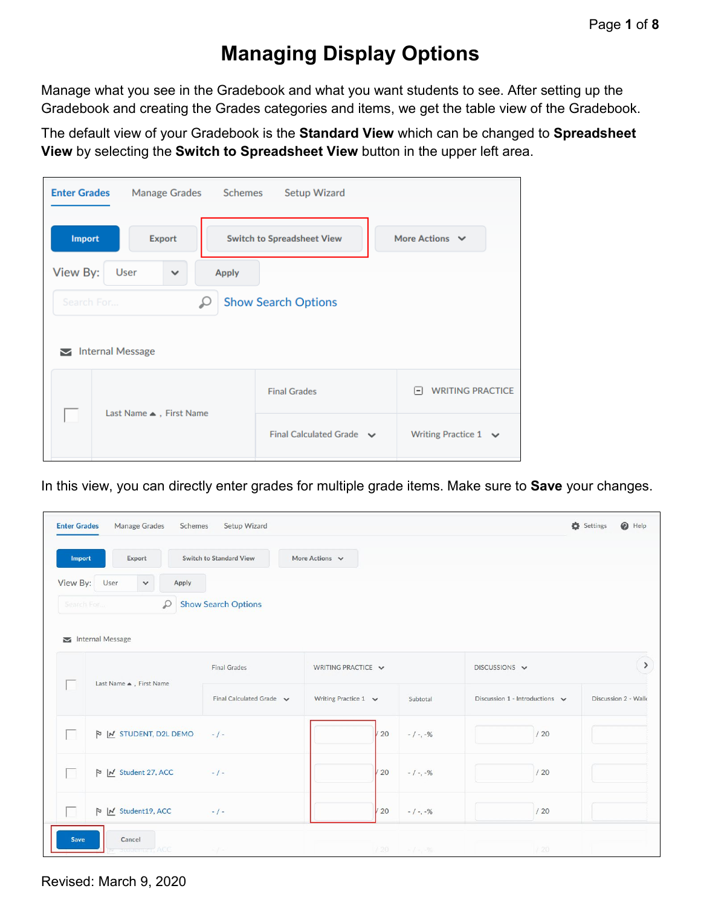# Managing Display Options

Manage what you see in the Gradebook and what you want students to see. After setting up the Gradebook and creating the Grades categories and items, we get the table view of the Gradebook.

The default view of your Gradebook is the **Standard View** which can be changed to **Spreadsheet View** by selecting the **Switch to Spreadsheet View** button in the upper left area.

In this view, you can directly enter grades for multiple grade items. Make sure to **Save** your changes.

Revised: March 9, 2020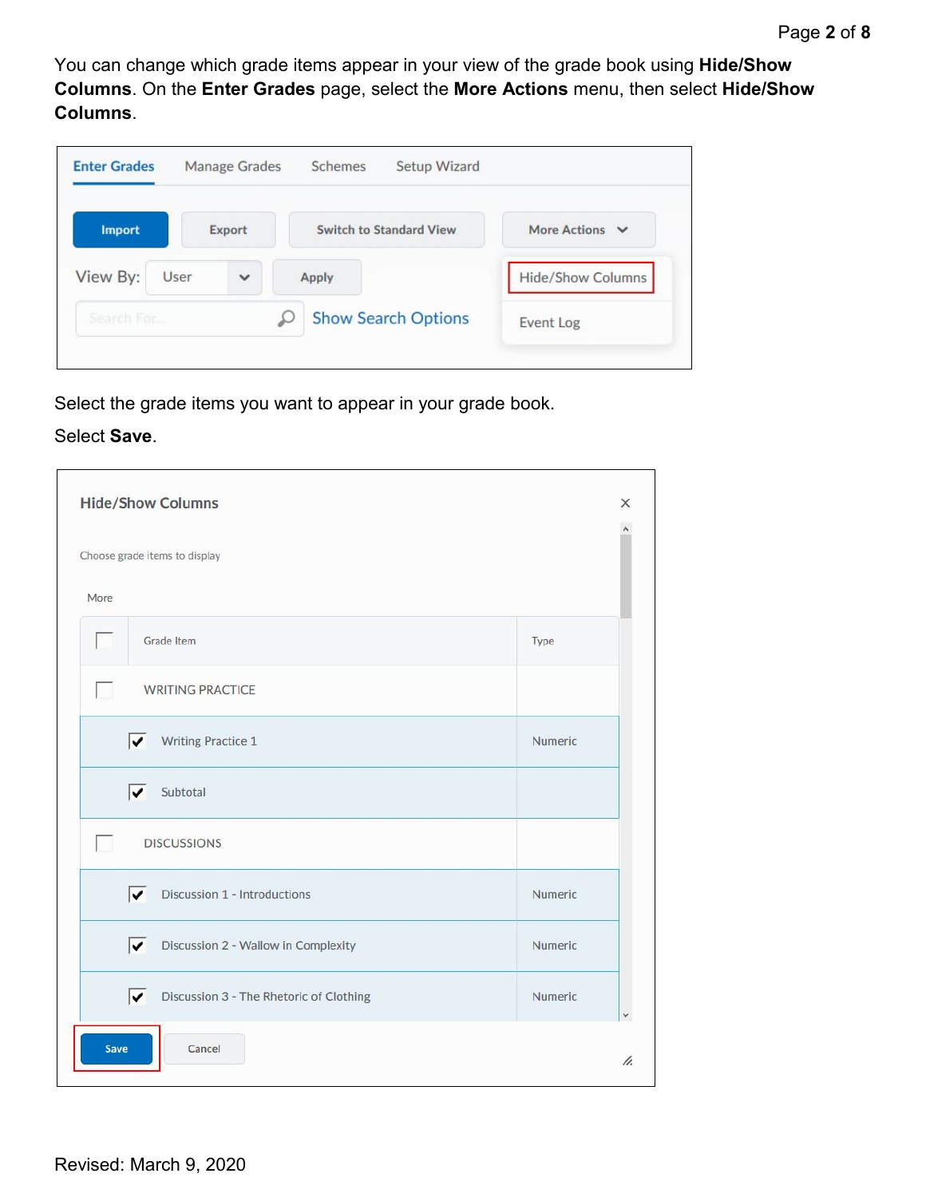You can change which grade items appear in your view of the grade book using **Hide/Show Columns**. On the **Enter Grades** page, select the **More Actions** menu, then select **Hide/Show Columns**.

Select the grade items you want to appear in your grade book.

Select **Save**.

Revised: March 9, 2020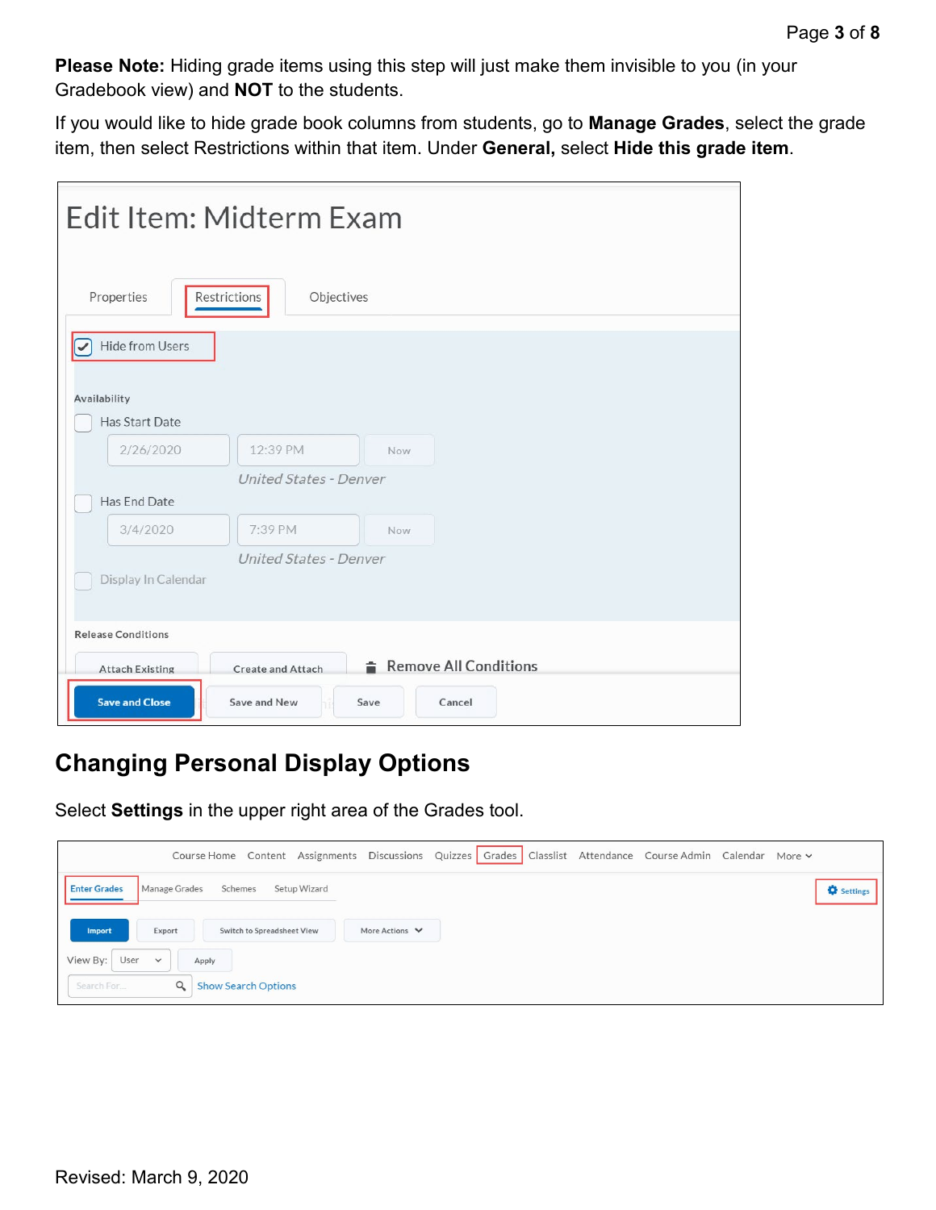**Please Note:** Hiding grade items using this step will just make them invisible to you (in your Gradebook view) and **NOT** to the students.

If you would like to hide grade book columns from students, go to **Manage Grades**, select the grade item, then select Restrictions within that item. Under **General,** select **Hide this grade item**.

## Changing Personal Display Options

Select **Settings** in the upper right area of the Grades tool.

Revised: March 9, 2020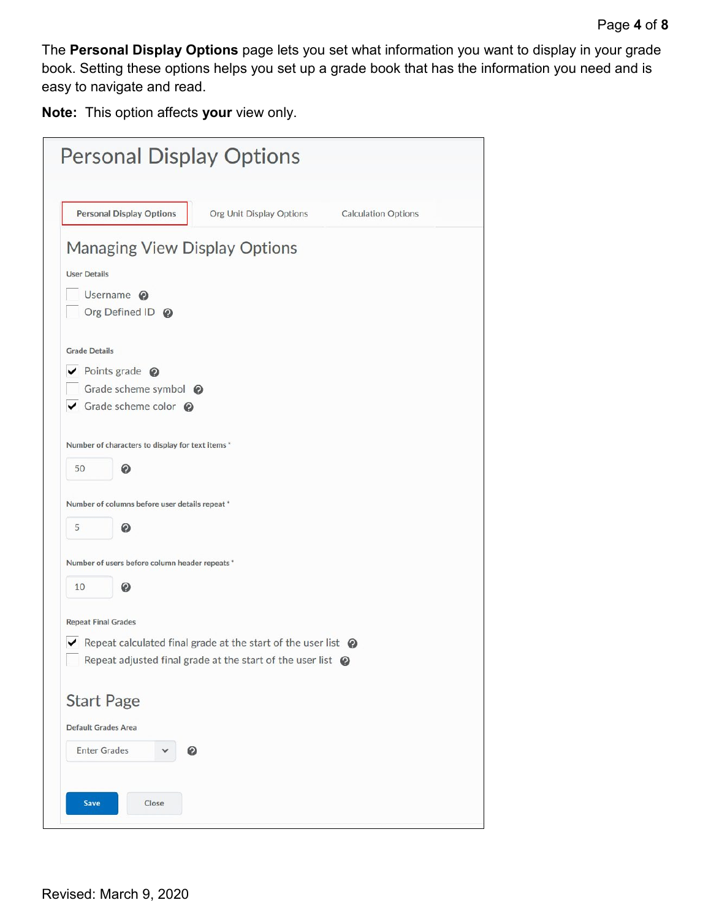The **Personal Display Options** page lets you set what information you want to display in your grade book. Setting these options helps you set up a grade book that has the information you need and is easy to navigate and read.

**Note:** This option affects **your** view only.

# Personal Display Options

Personal Display Options | Org Unit Display Options | Calculation Options

## Managing View Display Options

User Details

- [ ] Username
- [ ] Org Defined ID

Grade Details

- [x] Points grade
- [ ] Grade scheme symbol
- [x] Grade scheme color

Number of characters to display for text items *

50

Number of columns before user details repeat *

5

Number of users before column header repeats *

10

Repeat Final Grades

- [x] Repeat calculated final grade at the start of the user list
- [ ] Repeat adjusted final grade at the start of the user list

## Start Page

Default Grades Area

Enter Grades

Save | Close

Revised: March 9, 2020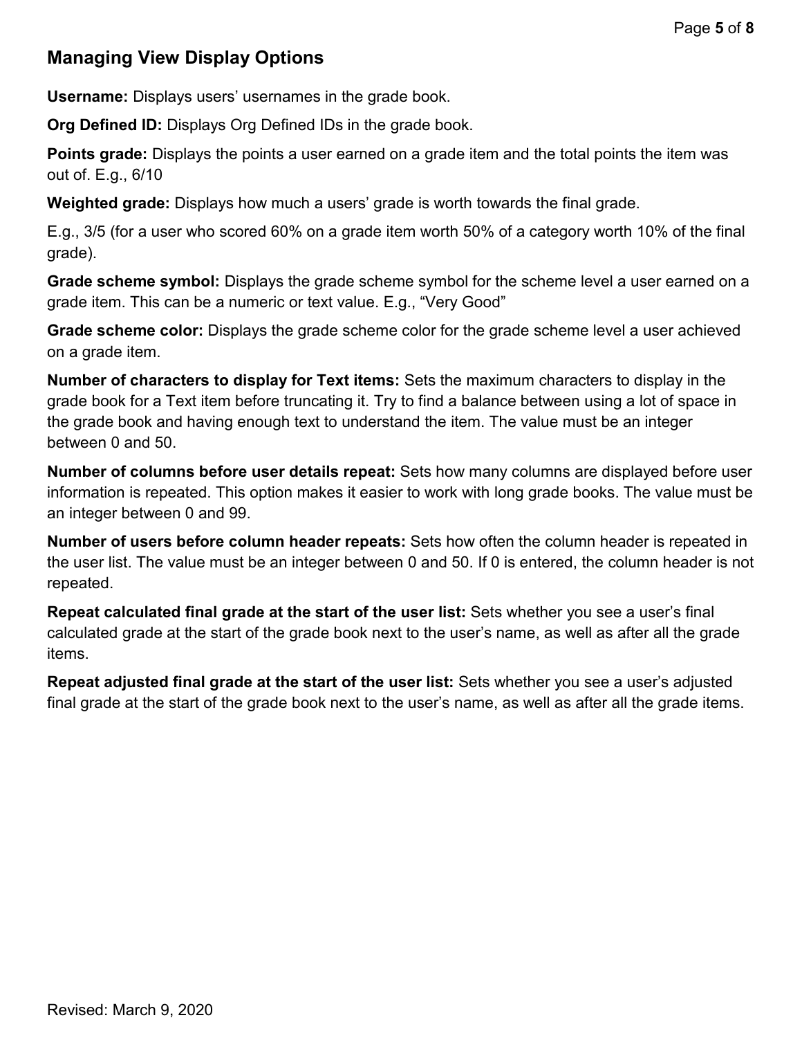## Managing View Display Options

**Username:** Displays users' usernames in the grade book.

**Org Defined ID:** Displays Org Defined IDs in the grade book.

**Points grade:** Displays the points a user earned on a grade item and the total points the item was out of. E.g., 6/10

**Weighted grade:** Displays how much a users' grade is worth towards the final grade.

E.g., 3/5 (for a user who scored 60% on a grade item worth 50% of a category worth 10% of the final grade).

**Grade scheme symbol:** Displays the grade scheme symbol for the scheme level a user earned on a grade item. This can be a numeric or text value. E.g., "Very Good"

**Grade scheme color:** Displays the grade scheme color for the grade scheme level a user achieved on a grade item.

**Number of characters to display for Text items:** Sets the maximum characters to display in the grade book for a Text item before truncating it. Try to find a balance between using a lot of space in the grade book and having enough text to understand the item. The value must be an integer between 0 and 50.

**Number of columns before user details repeat:** Sets how many columns are displayed before user information is repeated. This option makes it easier to work with long grade books. The value must be an integer between 0 and 99.

**Number of users before column header repeats:** Sets how often the column header is repeated in the user list. The value must be an integer between 0 and 50. If 0 is entered, the column header is not repeated.

**Repeat calculated final grade at the start of the user list:** Sets whether you see a user's final calculated grade at the start of the grade book next to the user's name, as well as after all the grade items.

**Repeat adjusted final grade at the start of the user list:** Sets whether you see a user's adjusted final grade at the start of the grade book next to the user's name, as well as after all the grade items.

Revised: March 9, 2020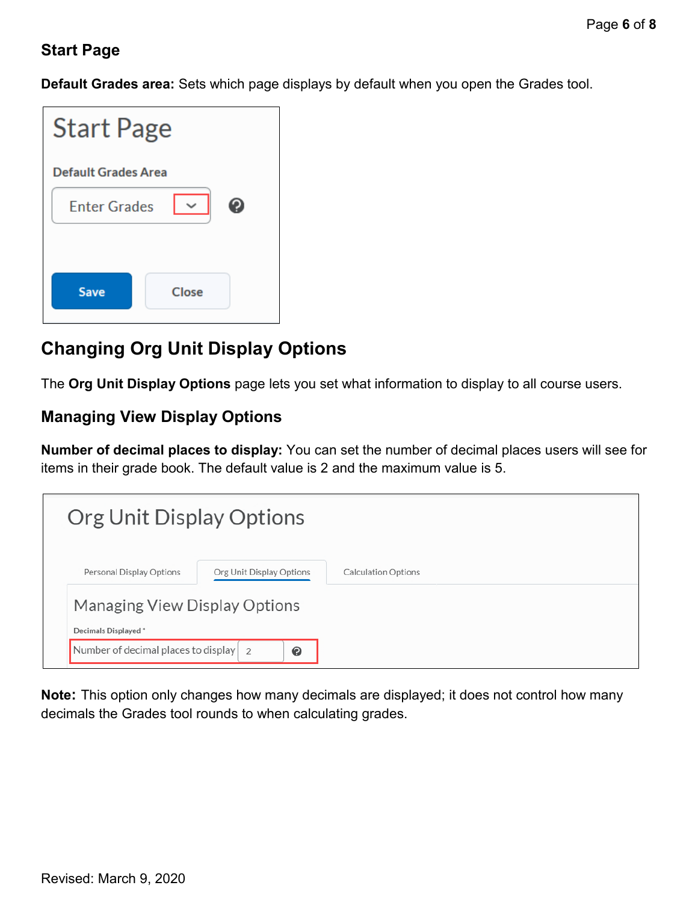## Start Page

**Default Grades area:** Sets which page displays by default when you open the Grades tool.

# Changing Org Unit Display Options

The **Org Unit Display Options** page lets you set what information to display to all course users.

## Managing View Display Options

**Number of decimal places to display:** You can set the number of decimal places users will see for items in their grade book. The default value is 2 and the maximum value is 5.

**Note:** This option only changes how many decimals are displayed; it does not control how many decimals the Grades tool rounds to when calculating grades.

Revised: March 9, 2020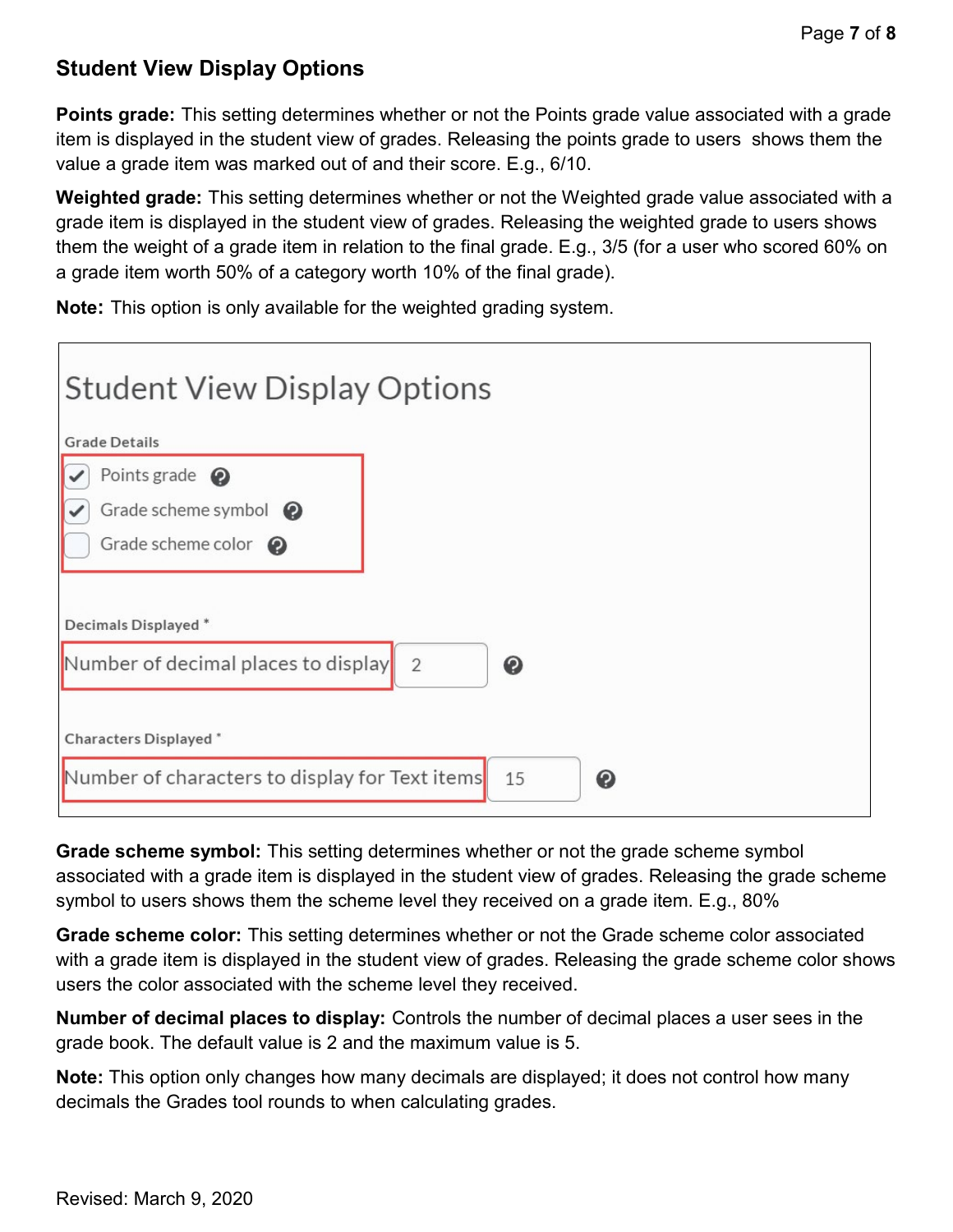## Student View Display Options

**Points grade:** This setting determines whether or not the Points grade value associated with a grade item is displayed in the student view of grades. Releasing the points grade to users shows them the value a grade item was marked out of and their score. E.g., 6/10.

**Weighted grade:** This setting determines whether or not the Weighted grade value associated with a grade item is displayed in the student view of grades. Releasing the weighted grade to users shows them the weight of a grade item in relation to the final grade. E.g., 3/5 (for a user who scored 60% on a grade item worth 50% of a category worth 10% of the final grade).

**Note:** This option is only available for the weighted grading system.

### Student View Display Options

Grade Details

- [x] Points grade
- [x] Grade scheme symbol
- [ ] Grade scheme color

Decimals Displayed *

Number of decimal places to display: 2

Characters Displayed *

Number of characters to display for Text items: 15

**Grade scheme symbol:** This setting determines whether or not the grade scheme symbol associated with a grade item is displayed in the student view of grades. Releasing the grade scheme symbol to users shows them the scheme level they received on a grade item. E.g., 80%

**Grade scheme color:** This setting determines whether or not the Grade scheme color associated with a grade item is displayed in the student view of grades. Releasing the grade scheme color shows users the color associated with the scheme level they received.

**Number of decimal places to display:** Controls the number of decimal places a user sees in the grade book. The default value is 2 and the maximum value is 5.

**Note:** This option only changes how many decimals are displayed; it does not control how many decimals the Grades tool rounds to when calculating grades.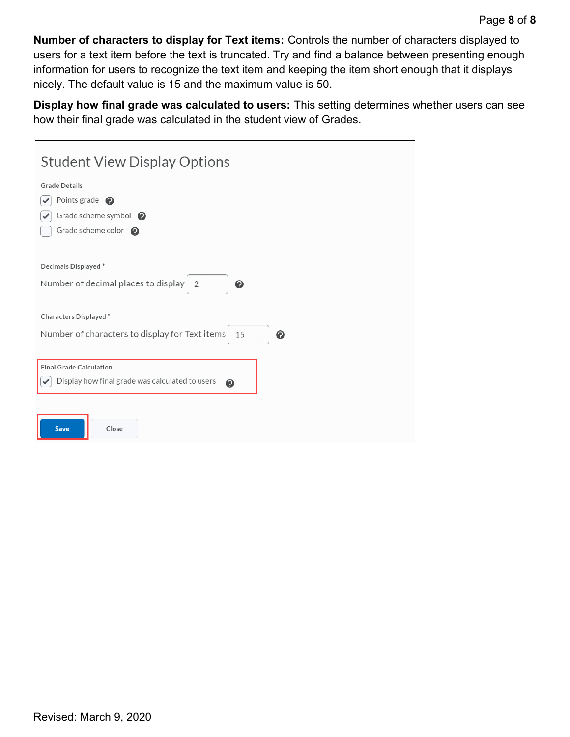**Number of characters to display for Text items:** Controls the number of characters displayed to users for a text item before the text is truncated. Try and find a balance between presenting enough information for users to recognize the text item and keeping the item short enough that it displays nicely. The default value is 15 and the maximum value is 50.

**Display how final grade was calculated to users:** This setting determines whether users can see how their final grade was calculated in the student view of Grades.

Student View Display Options

Grade Details

- [x] Points grade
- [x] Grade scheme symbol
- [ ] Grade scheme color

Decimals Displayed *

Number of decimal places to display: 2

Characters Displayed *

Number of characters to display for Text items: 15

Final Grade Calculation

- [x] Display how final grade was calculated to users

Save | Close

Revised: March 9, 2020